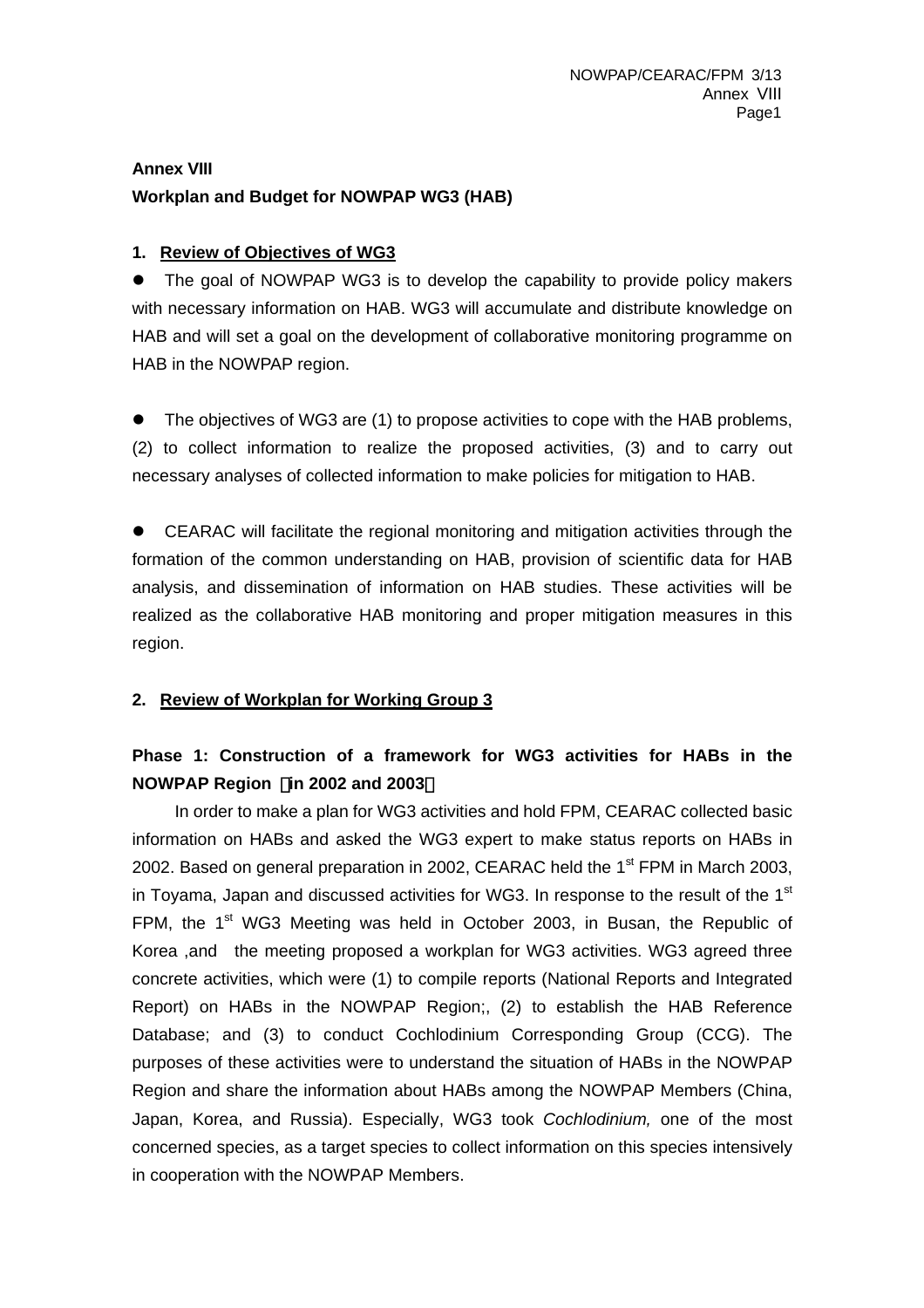**Annex VIII**

**Workplan and Budget for NOWPAP WG3 (HAB)**

## 1. Review of Objectives of WG3

- The goal of NOWPAP WG3 is to develop the capability to provide policy makers with necessary information on HAB. WG3 will accumulate and distribute knowledge on HAB and will set a goal on the development of collaborative monitoring programme on HAB in the NOWPAP region.

- The objectives of WG3 are (1) to propose activities to cope with the HAB problems, (2) to collect information to realize the proposed activities, (3) and to carry out necessary analyses of collected information to make policies for mitigation to HAB.

- CEARAC will facilitate the regional monitoring and mitigation activities through the formation of the common understanding on HAB, provision of scientific data for HAB analysis, and dissemination of information on HAB studies. These activities will be realized as the collaborative HAB monitoring and proper mitigation measures in this region.

## 2. Review of Workplan for Working Group 3

### Phase 1: Construction of a framework for WG3 activities for HABs in the NOWPAP Region （in 2002 and 2003）

In order to make a plan for WG3 activities and hold FPM, CEARAC collected basic information on HABs and asked the WG3 expert to make status reports on HABs in 2002. Based on general preparation in 2002, CEARAC held the 1st FPM in March 2003, in Toyama, Japan and discussed activities for WG3. In response to the result of the 1st FPM, the 1st WG3 Meeting was held in October 2003, in Busan, the Republic of Korea ,and the meeting proposed a workplan for WG3 activities. WG3 agreed three concrete activities, which were (1) to compile reports (National Reports and Integrated Report) on HABs in the NOWPAP Region;, (2) to establish the HAB Reference Database; and (3) to conduct Cochlodinium Corresponding Group (CCG). The purposes of these activities were to understand the situation of HABs in the NOWPAP Region and share the information about HABs among the NOWPAP Members (China, Japan, Korea, and Russia). Especially, WG3 took *Cochlodinium,* one of the most concerned species, as a target species to collect information on this species intensively in cooperation with the NOWPAP Members.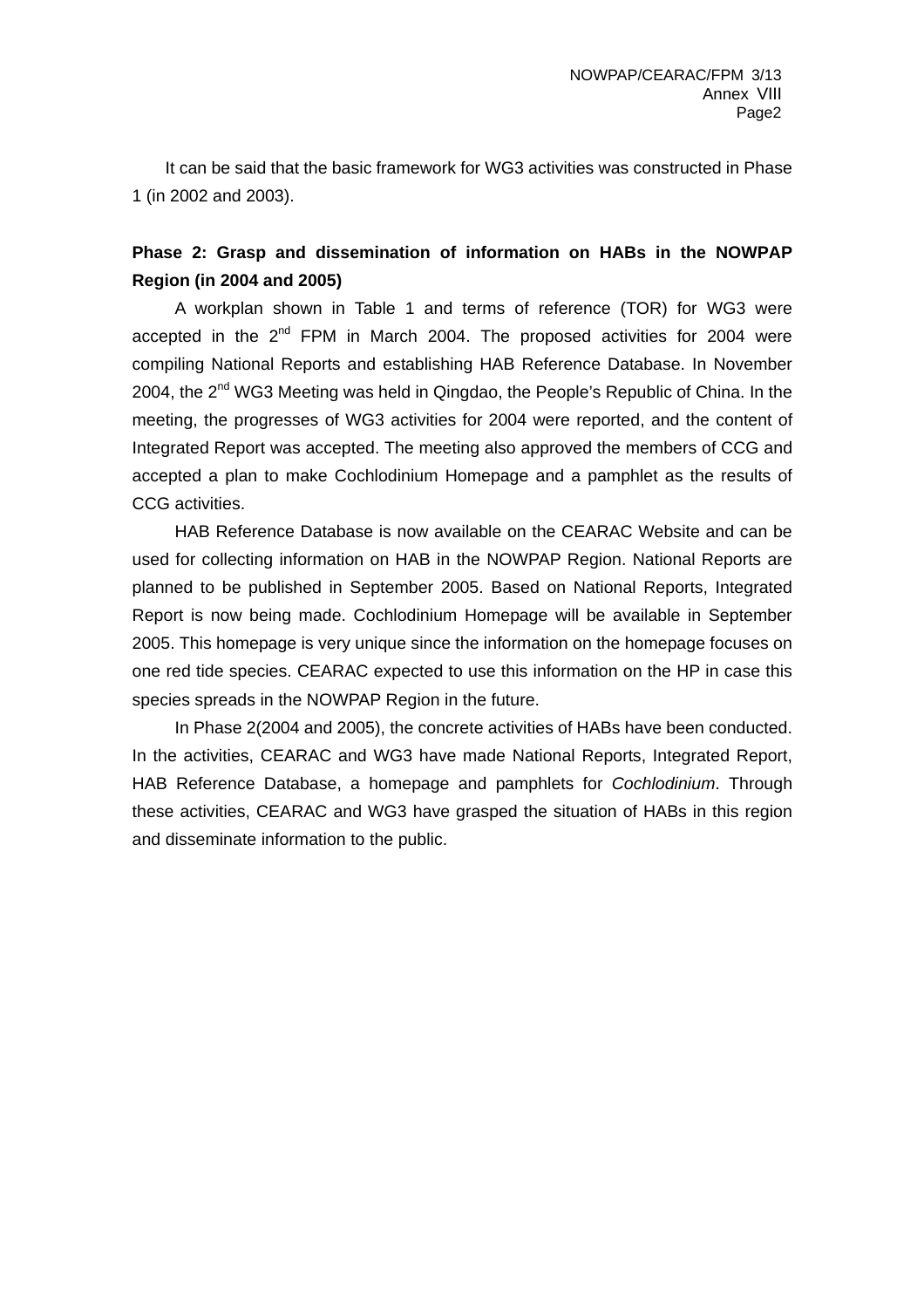It can be said that the basic framework for WG3 activities was constructed in Phase 1 (in 2002 and 2003).

**Phase 2: Grasp and dissemination of information on HABs in the NOWPAP Region (in 2004 and 2005)**

A workplan shown in Table 1 and terms of reference (TOR) for WG3 were accepted in the 2nd FPM in March 2004. The proposed activities for 2004 were compiling National Reports and establishing HAB Reference Database. In November 2004, the 2nd WG3 Meeting was held in Qingdao, the People's Republic of China. In the meeting, the progresses of WG3 activities for 2004 were reported, and the content of Integrated Report was accepted. The meeting also approved the members of CCG and accepted a plan to make Cochlodinium Homepage and a pamphlet as the results of CCG activities.

HAB Reference Database is now available on the CEARAC Website and can be used for collecting information on HAB in the NOWPAP Region. National Reports are planned to be published in September 2005. Based on National Reports, Integrated Report is now being made. Cochlodinium Homepage will be available in September 2005. This homepage is very unique since the information on the homepage focuses on one red tide species. CEARAC expected to use this information on the HP in case this species spreads in the NOWPAP Region in the future.

In Phase 2(2004 and 2005), the concrete activities of HABs have been conducted. In the activities, CEARAC and WG3 have made National Reports, Integrated Report, HAB Reference Database, a homepage and pamphlets for *Cochlodinium*. Through these activities, CEARAC and WG3 have grasped the situation of HABs in this region and disseminate information to the public.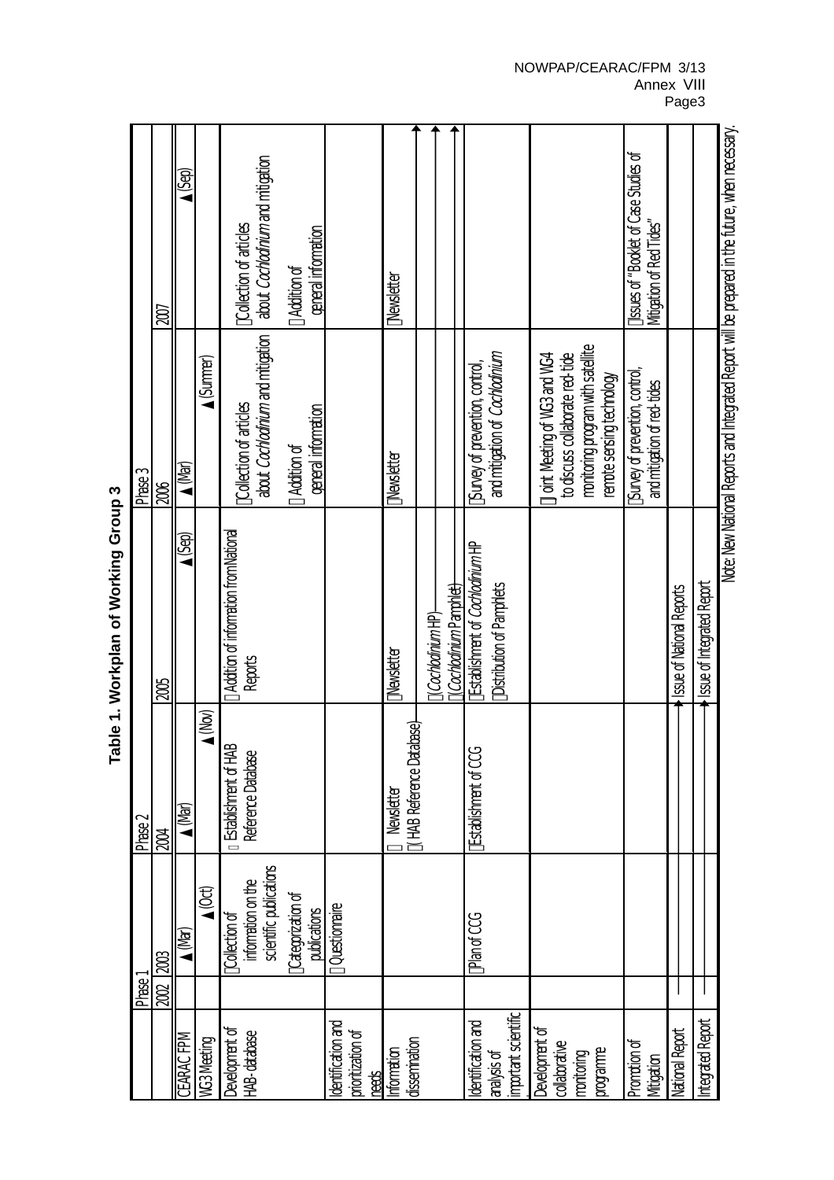# Table 1. Workplan of Working Group 3

| | Phase 1 | | Phase 2 | | Phase 3 | |
|---|---|---|---|---|---|---|
| | 2002 | 2003 | 2004 | 2005 | 2006 | 2007 |
| CEARAC FPM | | ▲(Mar) | ▲(Mar) | | ▲(Mar) | |
| WG3 Meeting | | ▲(Oct) | ▲(Nov) | ▲(Sep) | ▲(Summer) | ▲(Sep) |
| Development of HAB-database | | Collection of information on the scientific publications<br>Categorization of publications | Establishment of HAB Reference Database | Addition of information from National Reports | Collection of articles about *Cochlodinium* and mitigation<br>Addition of general information | Collection of articles about *Cochlodinium* and mitigation<br>Addition of general information |
| Identification and prioritization of needs | | Questionnaire | | | | |
| Information dissemination | | | Newsletter<br>(HAB Reference Database) → | Newsletter<br>(*Cochlodinium* HP) →<br>(*Cochlodinium* Pamphlet) → | Newsletter | Newsletter |
| Identification and analysis of important scientific | | Plan of CCG | Establishment of CCG | Establishment of *Cochlodinium* HP<br>Distribution of Pamphlets | Survey of prevention, control, and mitigation of *Cochlodinium* | |
| Development of collaborative monitoring programme | | | | | Joint Meeting of WG3 and WG4 to discuss collaborate red-tide monitoring program with satellite remote sensing technology | |
| Promotion of Mitigation | | | | | Survey of prevention, control, and mitigation of red-tides | Issues of "Booklet of Case Studies of Mitigation of Red Tides" |
| National Report | ← | | → | Issue of National Reports | | |
| Integrated Report | ← | | → | Issue of Integrated Report | | |

Note: New National Reports and Integrated Report will be prepared in the future, when necessary.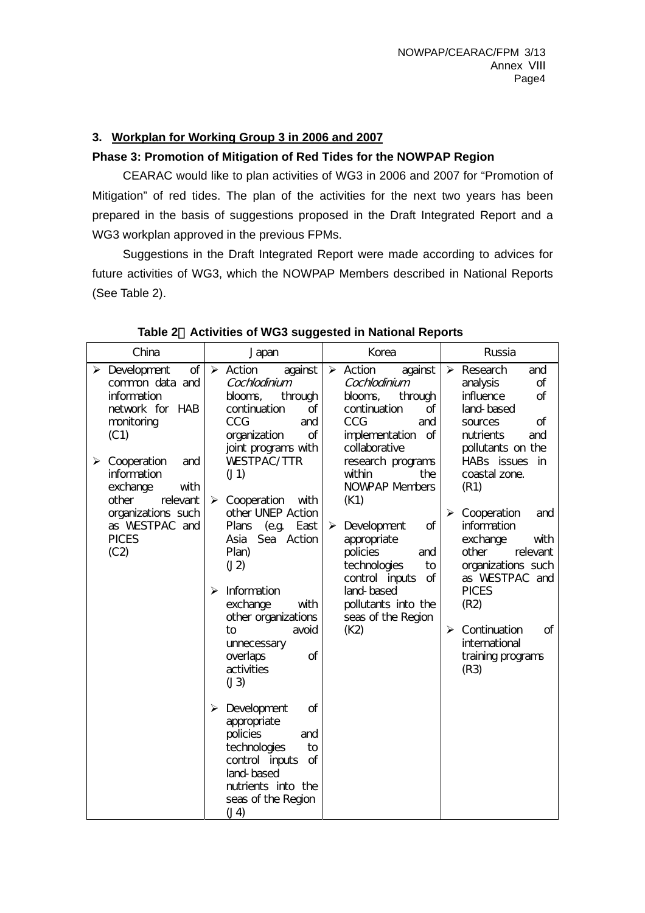### 3. Workplan for Working Group 3 in 2006 and 2007

**Phase 3: Promotion of Mitigation of Red Tides for the NOWPAP Region**

CEARAC would like to plan activities of WG3 in 2006 and 2007 for "Promotion of Mitigation" of red tides. The plan of the activities for the next two years has been prepared in the basis of suggestions proposed in the Draft Integrated Report and a WG3 workplan approved in the previous FPMs.

Suggestions in the Draft Integrated Report were made according to advices for future activities of WG3, which the NOWPAP Members described in National Reports (See Table 2).

**Table 2　Activities of WG3 suggested in National Reports**

| China | Japan | Korea | Russia |
|---|---|---|---|
| ➢ Development of common data and information network for HAB monitoring (C1)<br><br>➢ Cooperation and information exchange with other relevant organizations such as WESTPAC and PICES (C2) | ➢ Action against *Cochlodinium* blooms, through continuation of CCG and organization of joint programs with WESTPAC/TTR (J1)<br><br>➢ Cooperation with other UNEP Action Plans (e.g. East Asia Sea Action Plan) (J2)<br><br>➢ Information exchange with other organizations to avoid unnecessary overlaps of activities (J3)<br><br>➢ Development of appropriate policies and technologies to control inputs of land-based nutrients into the seas of the Region (J4) | ➢ Action against *Cochlodinium* blooms, through continuation of CCG and implementation of collaborative research programs within the NOWPAP Members (K1)<br><br>➢ Development of appropriate policies and technologies to control inputs of land-based pollutants into the seas of the Region (K2) | ➢ Research and analysis of influence of land-based sources of nutrients and pollutants on the HABs issues in coastal zone. (R1)<br><br>➢ Cooperation and information exchange with other relevant organizations such as WESTPAC and PICES (R2)<br><br>➢ Continuation of international training programs (R3) |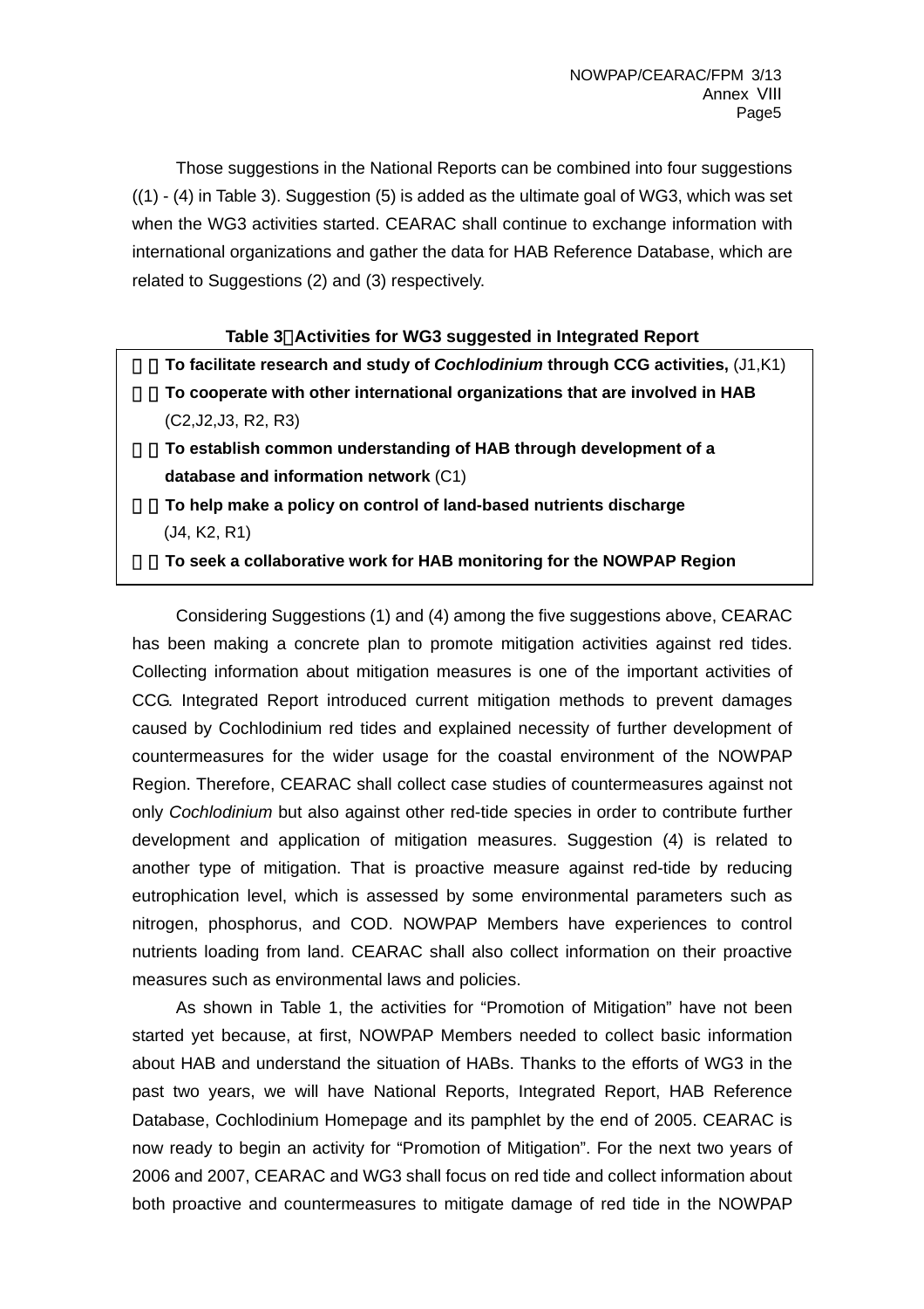Those suggestions in the National Reports can be combined into four suggestions ((1) - (4) in Table 3). Suggestion (5) is added as the ultimate goal of WG3, which was set when the WG3 activities started. CEARAC shall continue to exchange information with international organizations and gather the data for HAB Reference Database, which are related to Suggestions (2) and (3) respectively.

**Table 3 Activities for WG3 suggested in Integrated Report**

| |
|---|
| (1) **To facilitate research and study of *Cochlodinium* through CCG activities,** (J1,K1) |
| (2) **To cooperate with other international organizations that are involved in HAB** (C2,J2,J3, R2, R3) |
| (3) **To establish common understanding of HAB through development of a database and information network** (C1) |
| (4) **To help make a policy on control of land-based nutrients discharge** (J4, K2, R1) |
| (5) **To seek a collaborative work for HAB monitoring for the NOWPAP Region** |

Considering Suggestions (1) and (4) among the five suggestions above, CEARAC has been making a concrete plan to promote mitigation activities against red tides. Collecting information about mitigation measures is one of the important activities of CCG. Integrated Report introduced current mitigation methods to prevent damages caused by Cochlodinium red tides and explained necessity of further development of countermeasures for the wider usage for the coastal environment of the NOWPAP Region. Therefore, CEARAC shall collect case studies of countermeasures against not only *Cochlodinium* but also against other red-tide species in order to contribute further development and application of mitigation measures. Suggestion (4) is related to another type of mitigation. That is proactive measure against red-tide by reducing eutrophication level, which is assessed by some environmental parameters such as nitrogen, phosphorus, and COD. NOWPAP Members have experiences to control nutrients loading from land. CEARAC shall also collect information on their proactive measures such as environmental laws and policies.

As shown in Table 1, the activities for "Promotion of Mitigation" have not been started yet because, at first, NOWPAP Members needed to collect basic information about HAB and understand the situation of HABs. Thanks to the efforts of WG3 in the past two years, we will have National Reports, Integrated Report, HAB Reference Database, Cochlodinium Homepage and its pamphlet by the end of 2005. CEARAC is now ready to begin an activity for "Promotion of Mitigation". For the next two years of 2006 and 2007, CEARAC and WG3 shall focus on red tide and collect information about both proactive and countermeasures to mitigate damage of red tide in the NOWPAP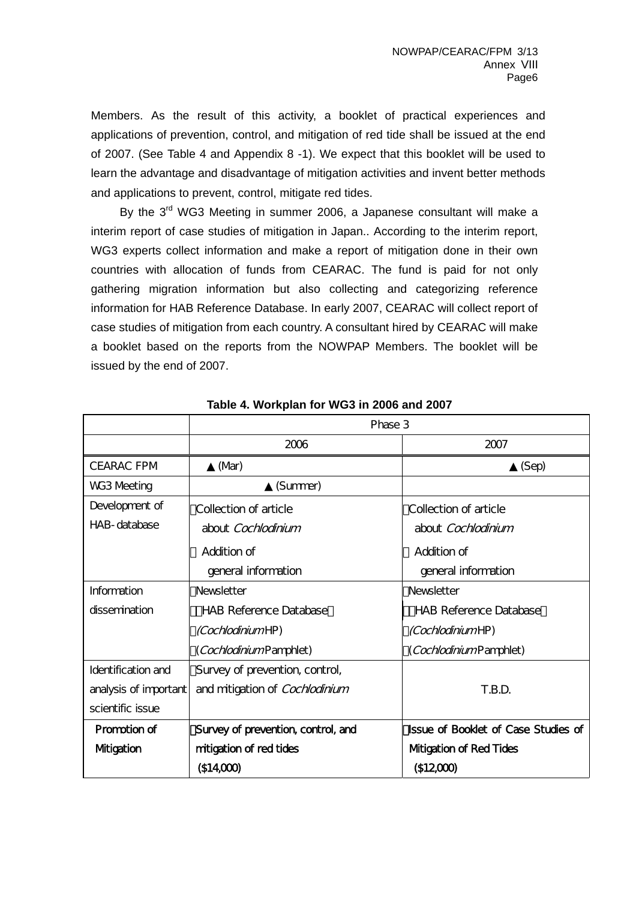Members. As the result of this activity, a booklet of practical experiences and applications of prevention, control, and mitigation of red tide shall be issued at the end of 2007. (See Table 4 and Appendix 8 -1). We expect that this booklet will be used to learn the advantage and disadvantage of mitigation activities and invent better methods and applications to prevent, control, mitigate red tides.

By the 3rd WG3 Meeting in summer 2006, a Japanese consultant will make a interim report of case studies of mitigation in Japan.. According to the interim report, WG3 experts collect information and make a report of mitigation done in their own countries with allocation of funds from CEARAC. The fund is paid for not only gathering migration information but also collecting and categorizing reference information for HAB Reference Database. In early 2007, CEARAC will collect report of case studies of mitigation from each country. A consultant hired by CEARAC will make a booklet based on the reports from the NOWPAP Members. The booklet will be issued by the end of 2007.

**Table 4. Workplan for WG3 in 2006 and 2007**

| | Phase 3 | |
|---|---|---|
| | 2006 | 2007 |
| CEARAC FPM | ▲(Mar) | ▲(Sep) |
| WG3 Meeting | ▲(Summer) | |
| Development of HAB-database | Collection of article about *Cochlodinium*<br>Addition of general information | Collection of article about *Cochlodinium*<br>Addition of general information |
| Information dissemination | Newsletter<br>HAB Reference Database<br>(*Cochlodinium* HP)<br>(*Cochlodinium* Pamphlet) | Newsletter<br>HAB Reference Database<br>(*Cochlodinium* HP)<br>(*Cochlodinium* Pamphlet) |
| Identification and analysis of important scientific issue | Survey of prevention, control, and mitigation of *Cochlodinium* | T.B.D. |
| **Promotion of Mitigation** | **Survey of prevention, control, and mitigation of red tides ($14,000)** | **Issue of Booklet of Case Studies of Mitigation of Red Tides ($12,000)** |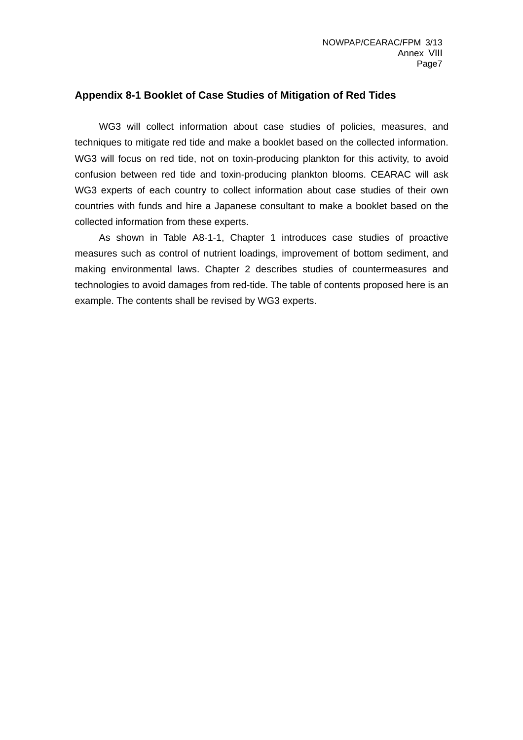## Appendix 8-1 Booklet of Case Studies of Mitigation of Red Tides

WG3 will collect information about case studies of policies, measures, and techniques to mitigate red tide and make a booklet based on the collected information. WG3 will focus on red tide, not on toxin-producing plankton for this activity, to avoid confusion between red tide and toxin-producing plankton blooms. CEARAC will ask WG3 experts of each country to collect information about case studies of their own countries with funds and hire a Japanese consultant to make a booklet based on the collected information from these experts.

As shown in Table A8-1-1, Chapter 1 introduces case studies of proactive measures such as control of nutrient loadings, improvement of bottom sediment, and making environmental laws. Chapter 2 describes studies of countermeasures and technologies to avoid damages from red-tide. The table of contents proposed here is an example. The contents shall be revised by WG3 experts.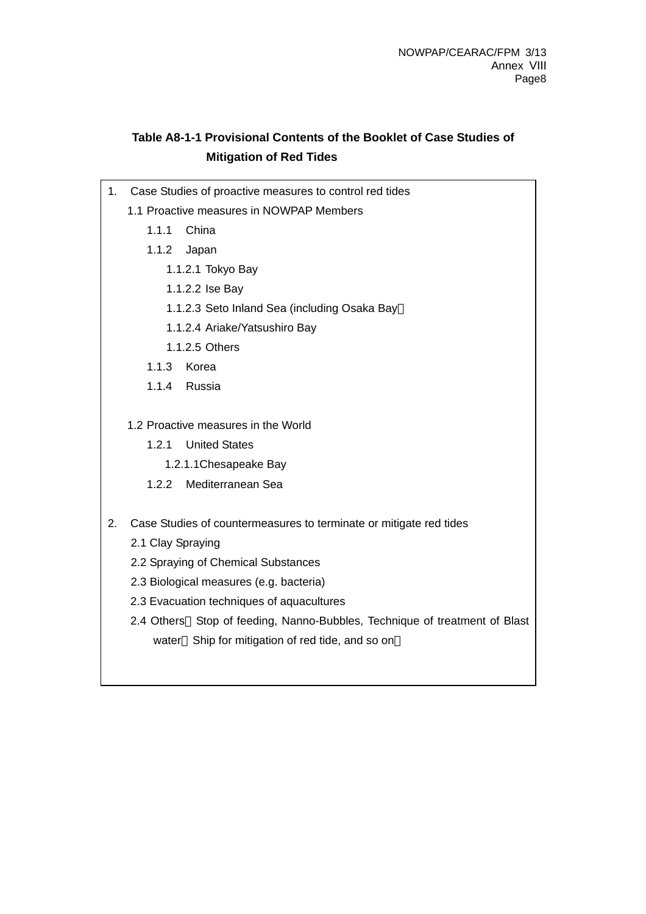**Table A8-1-1 Provisional Contents of the Booklet of Case Studies of Mitigation of Red Tides**

1. Case Studies of proactive measures to control red tides
   - 1.1 Proactive measures in NOWPAP Members
     - 1.1.1 China
     - 1.1.2 Japan
       - 1.1.2.1 Tokyo Bay
       - 1.1.2.2 Ise Bay
       - 1.1.2.3 Seto Inland Sea (including Osaka Bay）
       - 1.1.2.4 Ariake/Yatsushiro Bay
       - 1.1.2.5 Others
     - 1.1.3 Korea
     - 1.1.4 Russia
   - 1.2 Proactive measures in the World
     - 1.2.1 United States
       - 1.2.1.1Chesapeake Bay
     - 1.2.2 Mediterranean Sea

2. Case Studies of countermeasures to terminate or mitigate red tides
   - 2.1 Clay Spraying
   - 2.2 Spraying of Chemical Substances
   - 2.3 Biological measures (e.g. bacteria)
   - 2.3 Evacuation techniques of aquacultures
   - 2.4 Others（Stop of feeding, Nanno-Bubbles, Technique of treatment of Blast water，Ship for mitigation of red tide, and so on）